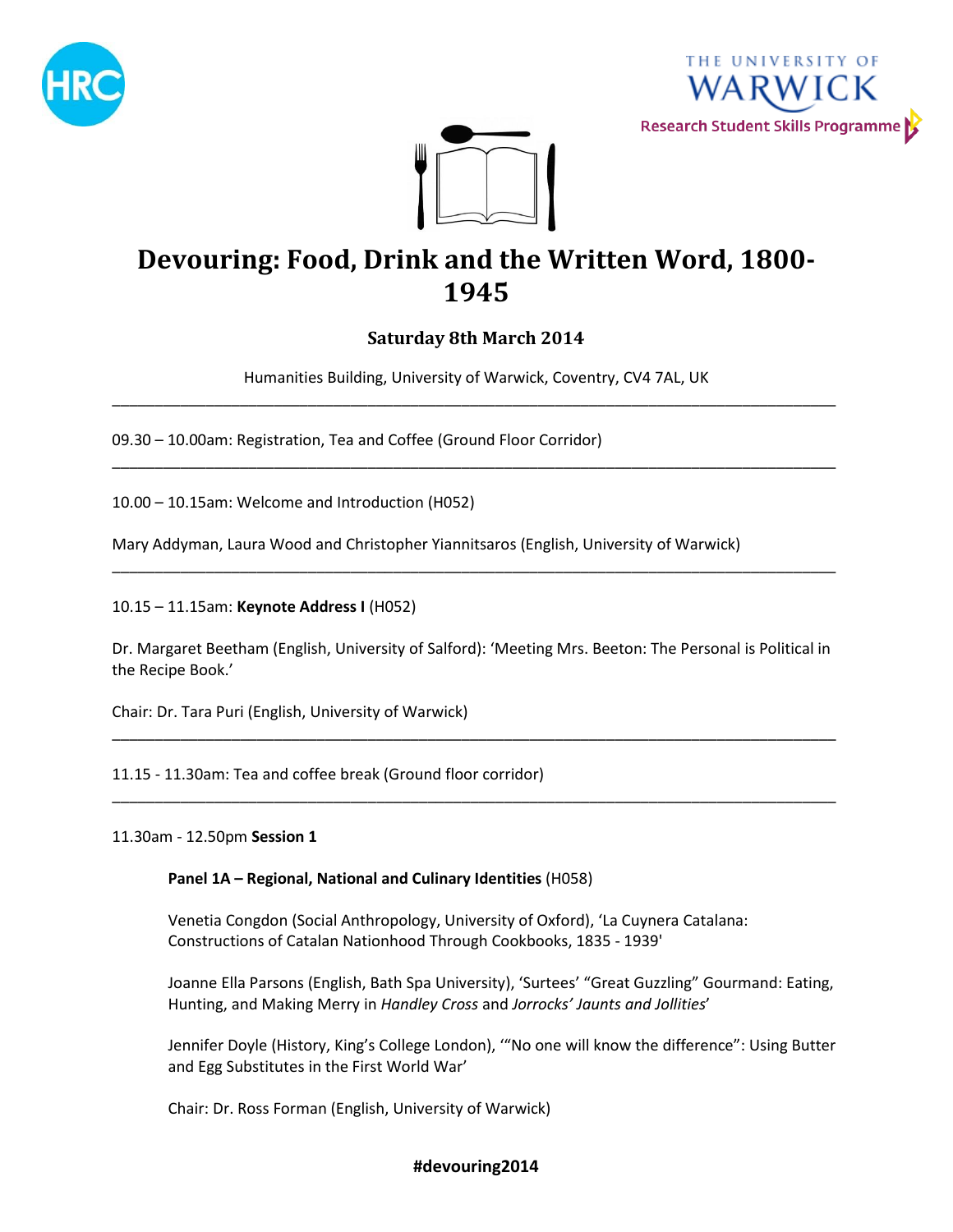HRC

THE UNIVERSITY OF WARWICK
Research Student Skills Programme

# Devouring: Food, Drink and the Written Word, 1800-1945

### Saturday 8th March 2014

Humanities Building, University of Warwick, Coventry, CV4 7AL, UK

---

09.30 – 10.00am: Registration, Tea and Coffee (Ground Floor Corridor)

---

10.00 – 10.15am: Welcome and Introduction (H052)

Mary Addyman, Laura Wood and Christopher Yiannitsaros (English, University of Warwick)

---

10.15 – 11.15am: **Keynote Address I** (H052)

Dr. Margaret Beetham (English, University of Salford): 'Meeting Mrs. Beeton: The Personal is Political in the Recipe Book.'

Chair: Dr. Tara Puri (English, University of Warwick)

---

11.15 - 11.30am: Tea and coffee break (Ground floor corridor)

---

11.30am - 12.50pm **Session 1**

**Panel 1A – Regional, National and Culinary Identities** (H058)

Venetia Congdon (Social Anthropology, University of Oxford), 'La Cuynera Catalana: Constructions of Catalan Nationhood Through Cookbooks, 1835 - 1939'

Joanne Ella Parsons (English, Bath Spa University), 'Surtees' "Great Guzzling" Gourmand: Eating, Hunting, and Making Merry in *Handley Cross* and *Jorrocks' Jaunts and Jollities*'

Jennifer Doyle (History, King's College London), '"No one will know the difference": Using Butter and Egg Substitutes in the First World War'

Chair: Dr. Ross Forman (English, University of Warwick)

**#devouring2014**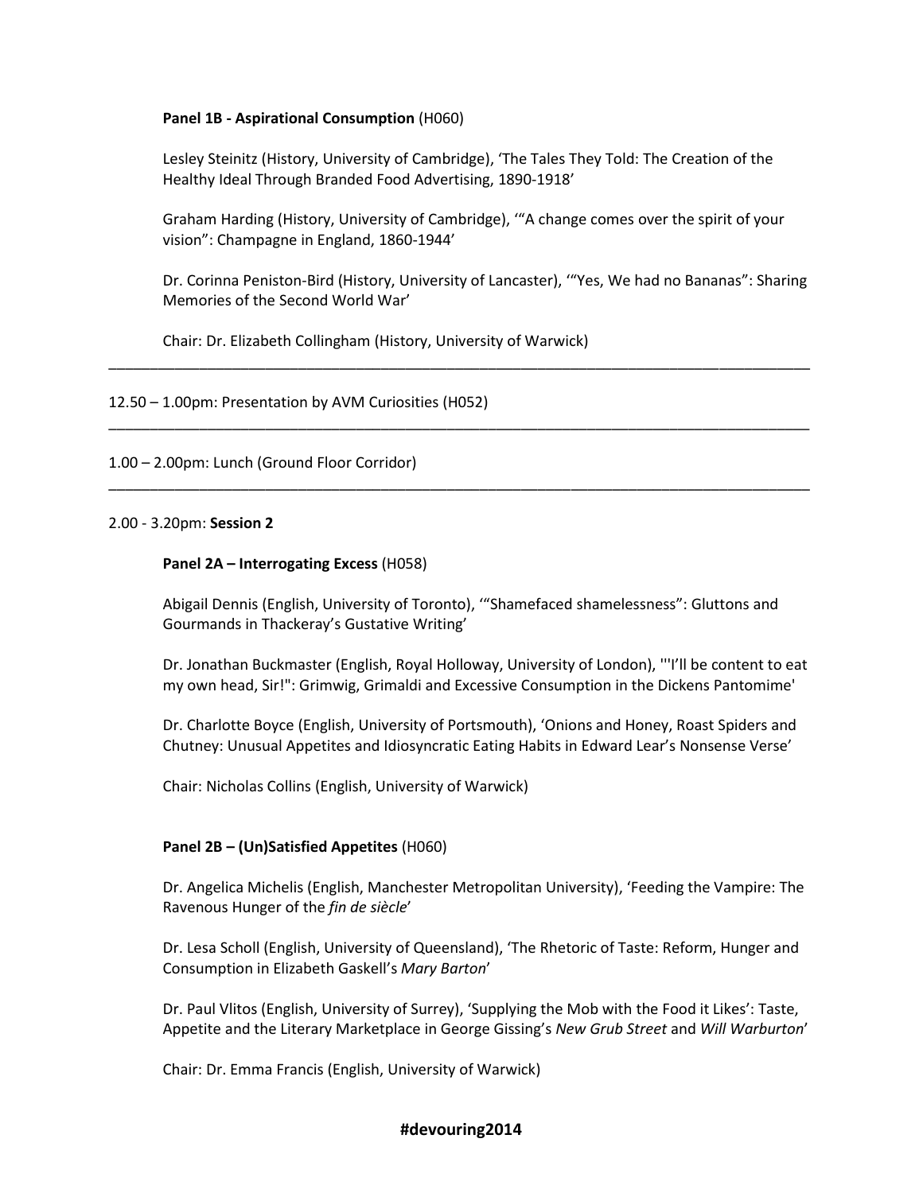**Panel 1B - Aspirational Consumption** (H060)

Lesley Steinitz (History, University of Cambridge), 'The Tales They Told: The Creation of the Healthy Ideal Through Branded Food Advertising, 1890-1918'

Graham Harding (History, University of Cambridge), '"A change comes over the spirit of your vision": Champagne in England, 1860-1944'

Dr. Corinna Peniston-Bird (History, University of Lancaster), '"Yes, We had no Bananas": Sharing Memories of the Second World War'

Chair: Dr. Elizabeth Collingham (History, University of Warwick)

---

12.50 – 1.00pm: Presentation by AVM Curiosities (H052)

---

1.00 – 2.00pm: Lunch (Ground Floor Corridor)

---

2.00 - 3.20pm: **Session 2**

**Panel 2A – Interrogating Excess** (H058)

Abigail Dennis (English, University of Toronto), '"Shamefaced shamelessness": Gluttons and Gourmands in Thackeray's Gustative Writing'

Dr. Jonathan Buckmaster (English, Royal Holloway, University of London), '"I'll be content to eat my own head, Sir!": Grimwig, Grimaldi and Excessive Consumption in the Dickens Pantomime'

Dr. Charlotte Boyce (English, University of Portsmouth), 'Onions and Honey, Roast Spiders and Chutney: Unusual Appetites and Idiosyncratic Eating Habits in Edward Lear's Nonsense Verse'

Chair: Nicholas Collins (English, University of Warwick)

**Panel 2B – (Un)Satisfied Appetites** (H060)

Dr. Angelica Michelis (English, Manchester Metropolitan University), 'Feeding the Vampire: The Ravenous Hunger of the *fin de siècle*'

Dr. Lesa Scholl (English, University of Queensland), 'The Rhetoric of Taste: Reform, Hunger and Consumption in Elizabeth Gaskell's *Mary Barton*'

Dr. Paul Vlitos (English, University of Surrey), 'Supplying the Mob with the Food it Likes': Taste, Appetite and the Literary Marketplace in George Gissing's *New Grub Street* and *Will Warburton*'

Chair: Dr. Emma Francis (English, University of Warwick)

**#devouring2014**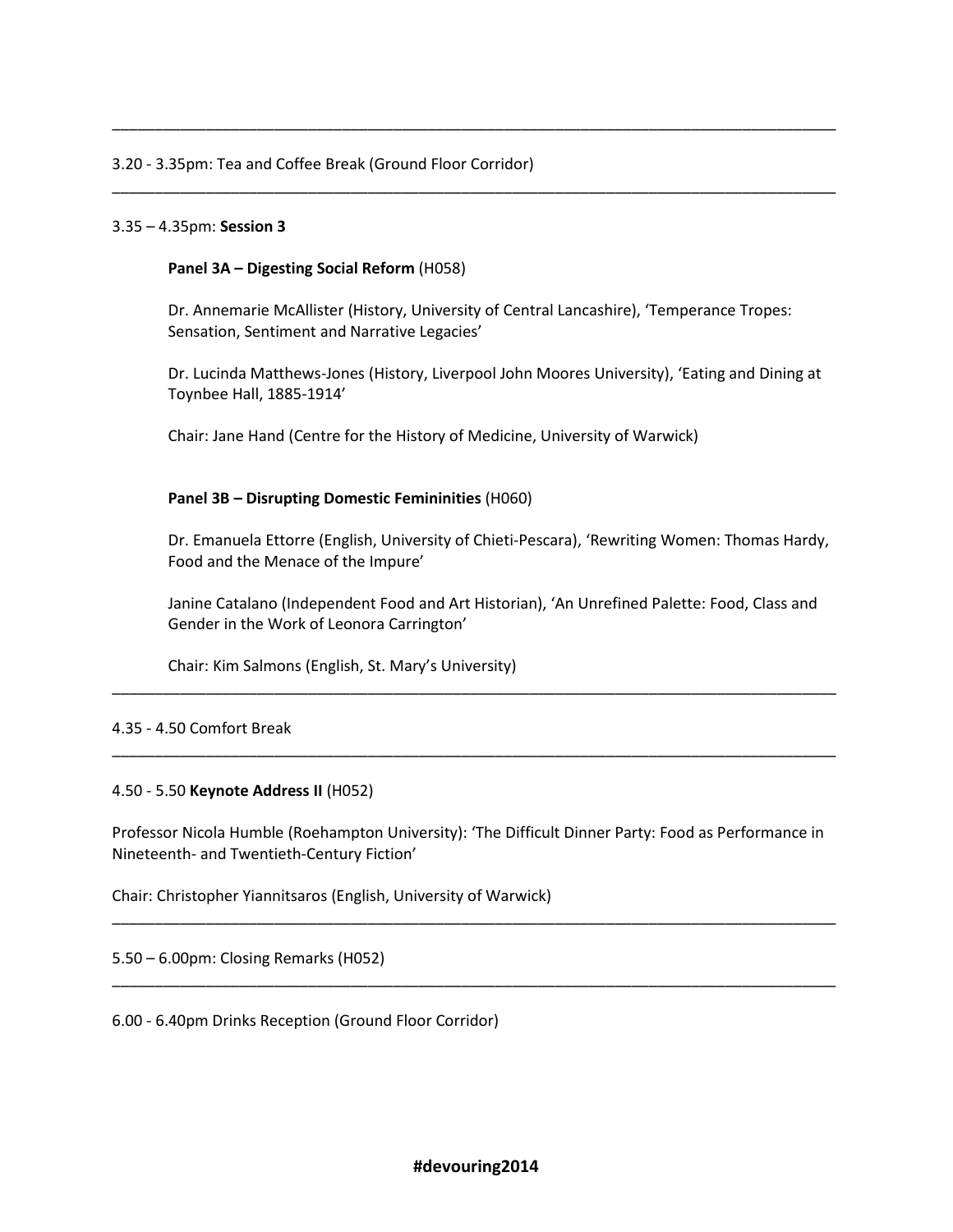---

3.20 - 3.35pm: Tea and Coffee Break (Ground Floor Corridor)

---

3.35 – 4.35pm: **Session 3**

**Panel 3A – Digesting Social Reform** (H058)

Dr. Annemarie McAllister (History, University of Central Lancashire), 'Temperance Tropes: Sensation, Sentiment and Narrative Legacies'

Dr. Lucinda Matthews-Jones (History, Liverpool John Moores University), 'Eating and Dining at Toynbee Hall, 1885-1914'

Chair: Jane Hand (Centre for the History of Medicine, University of Warwick)

**Panel 3B – Disrupting Domestic Femininities** (H060)

Dr. Emanuela Ettorre (English, University of Chieti-Pescara), 'Rewriting Women: Thomas Hardy, Food and the Menace of the Impure'

Janine Catalano (Independent Food and Art Historian), 'An Unrefined Palette: Food, Class and Gender in the Work of Leonora Carrington'

Chair: Kim Salmons (English, St. Mary's University)

---

4.35 - 4.50 Comfort Break

---

4.50 - 5.50 **Keynote Address II** (H052)

Professor Nicola Humble (Roehampton University): 'The Difficult Dinner Party: Food as Performance in Nineteenth- and Twentieth-Century Fiction'

Chair: Christopher Yiannitsaros (English, University of Warwick)

---

5.50 – 6.00pm: Closing Remarks (H052)

---

6.00 - 6.40pm Drinks Reception (Ground Floor Corridor)

**#devouring2014**